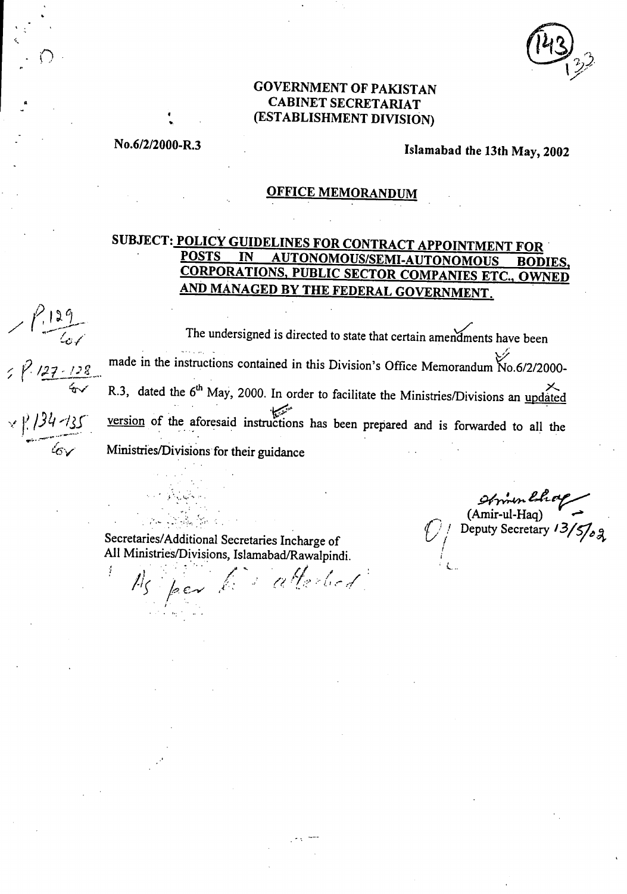GOVERNMENT OF PAKISTAN
CABINET SECRETARIAT
(ESTABLISHMENT DIVISION)

No.6/2/2000-R.3

Islamabad the 13th May, 2002

## OFFICE MEMORANDUM

**SUBJECT: <u>POLICY GUIDELINES FOR CONTRACT APPOINTMENT FOR POSTS IN AUTONOMOUS/SEMI-AUTONOMOUS BODIES, CORPORATIONS, PUBLIC SECTOR COMPANIES ETC., OWNED AND MANAGED BY THE FEDERAL GOVERNMENT.</u>**

The undersigned is directed to state that certain amendments have been made in the instructions contained in this Division's Office Memorandum No.6/2/2000-R.3, dated the 6th May, 2000. In order to facilitate the Ministries/Divisions an <u>updated version</u> of the aforesaid instructions has been prepared and is forwarded to all the Ministries/Divisions for their guidance

(Amir-ul-Haq)
Deputy Secretary 13/5/02

Secretaries/Additional Secretaries Incharge of
All Ministries/Divisions, Islamabad/Rawalpindi.

As per list attached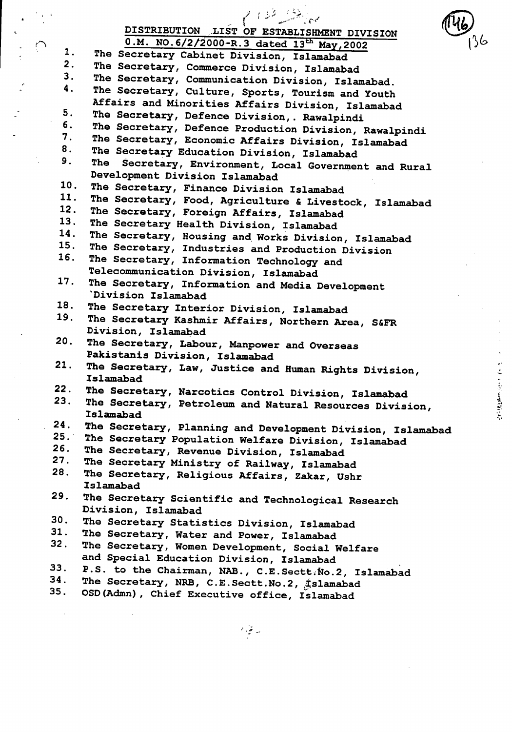## DISTRIBUTION LIST OF ESTABLISHMENT DIVISION

## O.M. NO.6/2/2000-R.3 dated 13th May,2002

1. The Secretary Cabinet Division, Islamabad
2. The Secretary, Commerce Division, Islamabad
3. The Secretary, Communication Division, Islamabad.
4. The Secretary, Culture, Sports, Tourism and Youth Affairs and Minorities Affairs Division, Islamabad
5. The Secretary, Defence Division,. Rawalpindi
6. The Secretary, Defence Production Division, Rawalpindi
7. The Secretary, Economic Affairs Division, Islamabad
8. The Secretary Education Division, Islamabad
9. The Secretary, Environment, Local Government and Rural Development Division Islamabad
10. The Secretary, Finance Division Islamabad
11. The Secretary, Food, Agriculture & Livestock, Islamabad
12. The Secretary, Foreign Affairs, Islamabad
13. The Secretary Health Division, Islamabad
14. The Secretary, Housing and Works Division, Islamabad
15. The Secretary, Industries and Production Division
16. The Secretary, Information Technology and Telecommunication Division, Islamabad
17. The Secretary, Information and Media Development Division Islamabad
18. The Secretary Interior Division, Islamabad
19. The Secretary Kashmir Affairs, Northern Area, S&FR Division, Islamabad
20. The Secretary, Labour, Manpower and Overseas Pakistanis Division, Islamabad
21. The Secretary, Law, Justice and Human Rights Division, Islamabad
22. The Secretary, Narcotics Control Division, Islamabad
23. The Secretary, Petroleum and Natural Resources Division, Islamabad
24. The Secretary, Planning and Development Division, Islamabad
25. The Secretary Population Welfare Division, Islamabad
26. The Secretary, Revenue Division, Islamabad
27. The Secretary Ministry of Railway, Islamabad
28. The Secretary, Religious Affairs, Zakar, Ushr Islamabad
29. The Secretary Scientific and Technological Research Division, Islamabad
30. The Secretary Statistics Division, Islamabad
31. The Secretary, Water and Power, Islamabad
32. The Secretary, Women Development, Social Welfare and Special Education Division, Islamabad
33. P.S. to the Chairman, NAB., C.E.Sectt.No.2, Islamabad
34. The Secretary, NRB, C.E.Sectt.No.2, Islamabad
35. OSD(Admn), Chief Executive office, Islamabad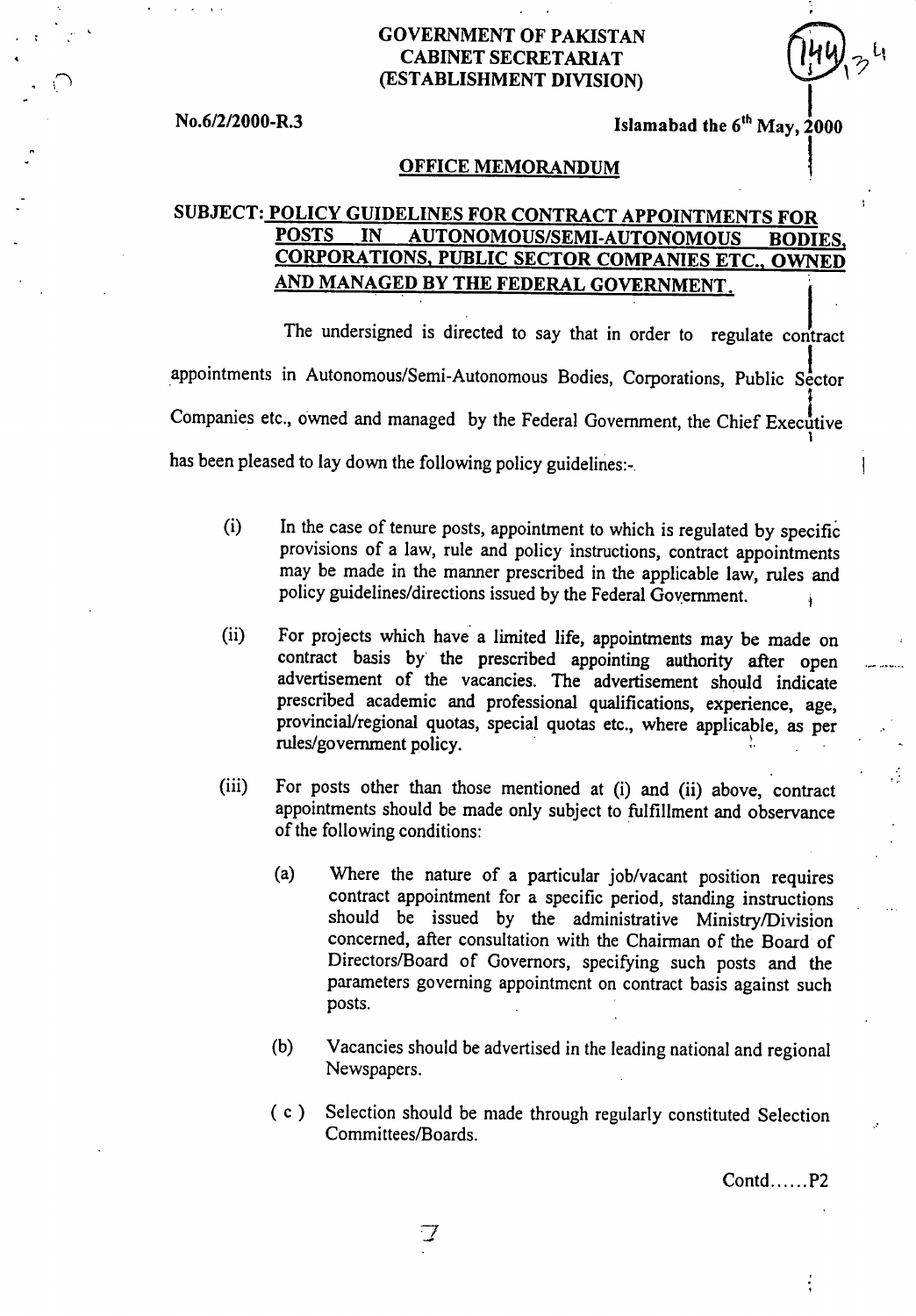GOVERNMENT OF PAKISTAN
CABINET SECRETARIAT
(ESTABLISHMENT DIVISION)

No.6/2/2000-R.3

Islamabad the 6th May, 2000

## OFFICE MEMORANDUM

**SUBJECT: POLICY GUIDELINES FOR CONTRACT APPOINTMENTS FOR POSTS IN AUTONOMOUS/SEMI-AUTONOMOUS BODIES, CORPORATIONS, PUBLIC SECTOR COMPANIES ETC., OWNED AND MANAGED BY THE FEDERAL GOVERNMENT.**

The undersigned is directed to say that in order to regulate contract appointments in Autonomous/Semi-Autonomous Bodies, Corporations, Public Sector Companies etc., owned and managed by the Federal Government, the Chief Executive has been pleased to lay down the following policy guidelines:-

(i) In the case of tenure posts, appointment to which is regulated by specific provisions of a law, rule and policy instructions, contract appointments may be made in the manner prescribed in the applicable law, rules and policy guidelines/directions issued by the Federal Government.

(ii) For projects which have a limited life, appointments may be made on contract basis by the prescribed appointing authority after open advertisement of the vacancies. The advertisement should indicate prescribed academic and professional qualifications, experience, age, provincial/regional quotas, special quotas etc., where applicable, as per rules/government policy.

(iii) For posts other than those mentioned at (i) and (ii) above, contract appointments should be made only subject to fulfillment and observance of the following conditions:

(a) Where the nature of a particular job/vacant position requires contract appointment for a specific period, standing instructions should be issued by the administrative Ministry/Division concerned, after consultation with the Chairman of the Board of Directors/Board of Governors, specifying such posts and the parameters governing appointment on contract basis against such posts.

(b) Vacancies should be advertised in the leading national and regional Newspapers.

(c) Selection should be made through regularly constituted Selection Committees/Boards.

Contd……P2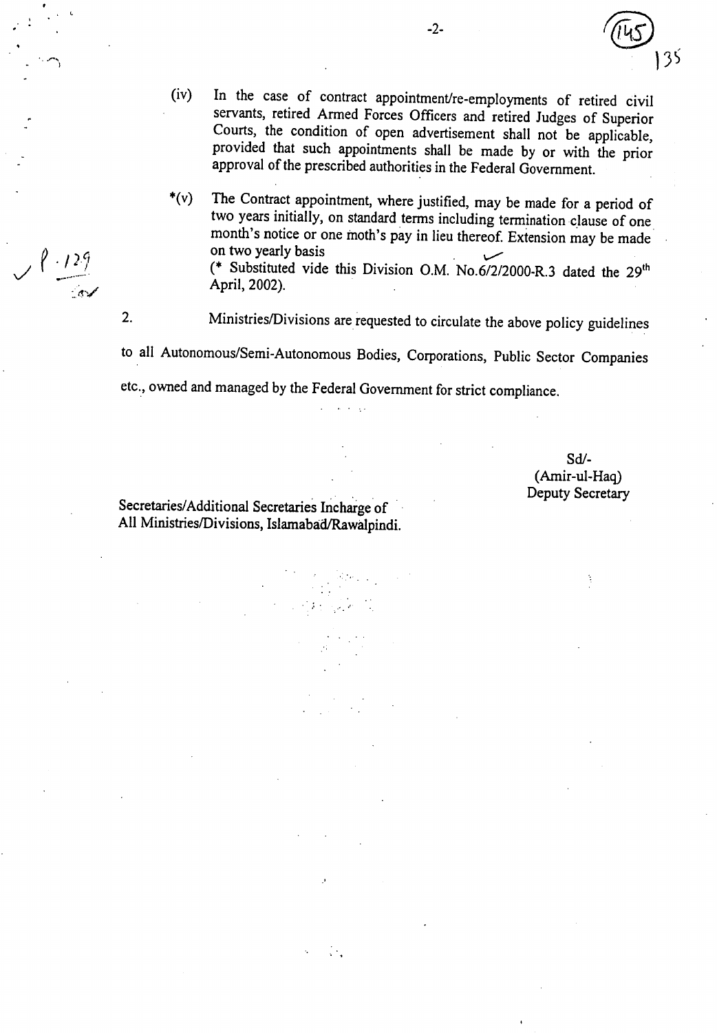(iv) In the case of contract appointment/re-employments of retired civil servants, retired Armed Forces Officers and retired Judges of Superior Courts, the condition of open advertisement shall not be applicable, provided that such appointments shall be made by or with the prior approval of the prescribed authorities in the Federal Government.

*(v) The Contract appointment, where justified, may be made for a period of two years initially, on standard terms including termination clause of one month's notice or one moth's pay in lieu thereof. Extension may be made on two yearly basis
(* Substituted vide this Division O.M. No.6/2/2000-R.3 dated the 29th April, 2002).

2. Ministries/Divisions are requested to circulate the above policy guidelines to all Autonomous/Semi-Autonomous Bodies, Corporations, Public Sector Companies etc., owned and managed by the Federal Government for strict compliance.

Sd/-
(Amir-ul-Haq)
Deputy Secretary

Secretaries/Additional Secretaries Incharge of
All Ministries/Divisions, Islamabad/Rawalpindi.